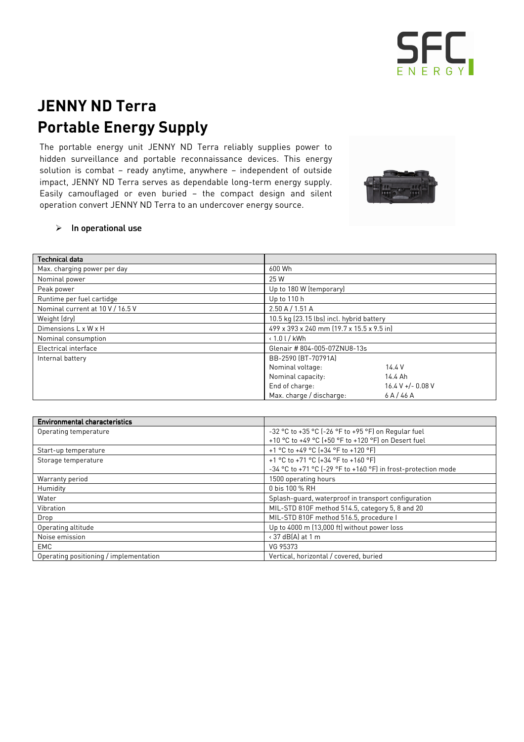# JENNY ND Terra
# Portable Energy Supply

The portable energy unit JENNY ND Terra reliably supplies power to hidden surveillance and portable reconnaissance devices. This energy solution is combat – ready anytime, anywhere – independent of outside impact, JENNY ND Terra serves as dependable long-term energy supply. Easily camouflaged or even buried – the compact design and silent operation convert JENNY ND Terra to an undercover energy source.

- In operational use

| Technical data | | |
|---|---|---|
| Max. charging power per day | 600 Wh | |
| Nominal power | 25 W | |
| Peak power | Up to 180 W (temporary) | |
| Runtime per fuel cartidge | Up to 110 h | |
| Nominal current at 10 V / 16.5 V | 2.50 A / 1.51 A | |
| Weight (dry) | 10.5 kg (23.15 lbs) incl. hybrid battery | |
| Dimensions L x W x H | 499 x 393 x 240 mm (19.7 x 15.5 x 9.5 in) | |
| Nominal consumption | < 1.0 l / kWh | |
| Electrical interface | Glenair # 804-005-07ZNU8-13s | |
| Internal battery | BB-2590 (BT-70791A) | |
| | Nominal voltage: | 14.4 V |
| | Nominal capacity: | 14.4 Ah |
| | End of charge: | 16.4 V +/- 0.08 V |
| | Max. charge / discharge: | 6 A / 46 A |

| Environmental characteristics | |
|---|---|
| Operating temperature | -32 °C to +35 °C (-26 °F to +95 °F) on Regular fuel<br>+10 °C to +49 °C (+50 °F to +120 °F) on Desert fuel |
| Start-up temperature | +1 °C to +49 °C (+34 °F to +120 °F) |
| Storage temperature | +1 °C to +71 °C (+34 °F to +160 °F)<br>-34 °C to +71 °C (-29 °F to +160 °F) in frost-protection mode |
| Warranty period | 1500 operating hours |
| Humidity | 0 bis 100 % RH |
| Water | Splash-guard, waterproof in transport configuration |
| Vibration | MIL-STD 810F method 514.5, category 5, 8 and 20 |
| Drop | MIL-STD 810F method 516.5, procedure I |
| Operating altitude | Up to 4000 m (13,000 ft) without power loss |
| Noise emission | < 37 dB(A) at 1 m |
| EMC | VG 95373 |
| Operating positioning / implementation | Vertical, horizontal / covered, buried |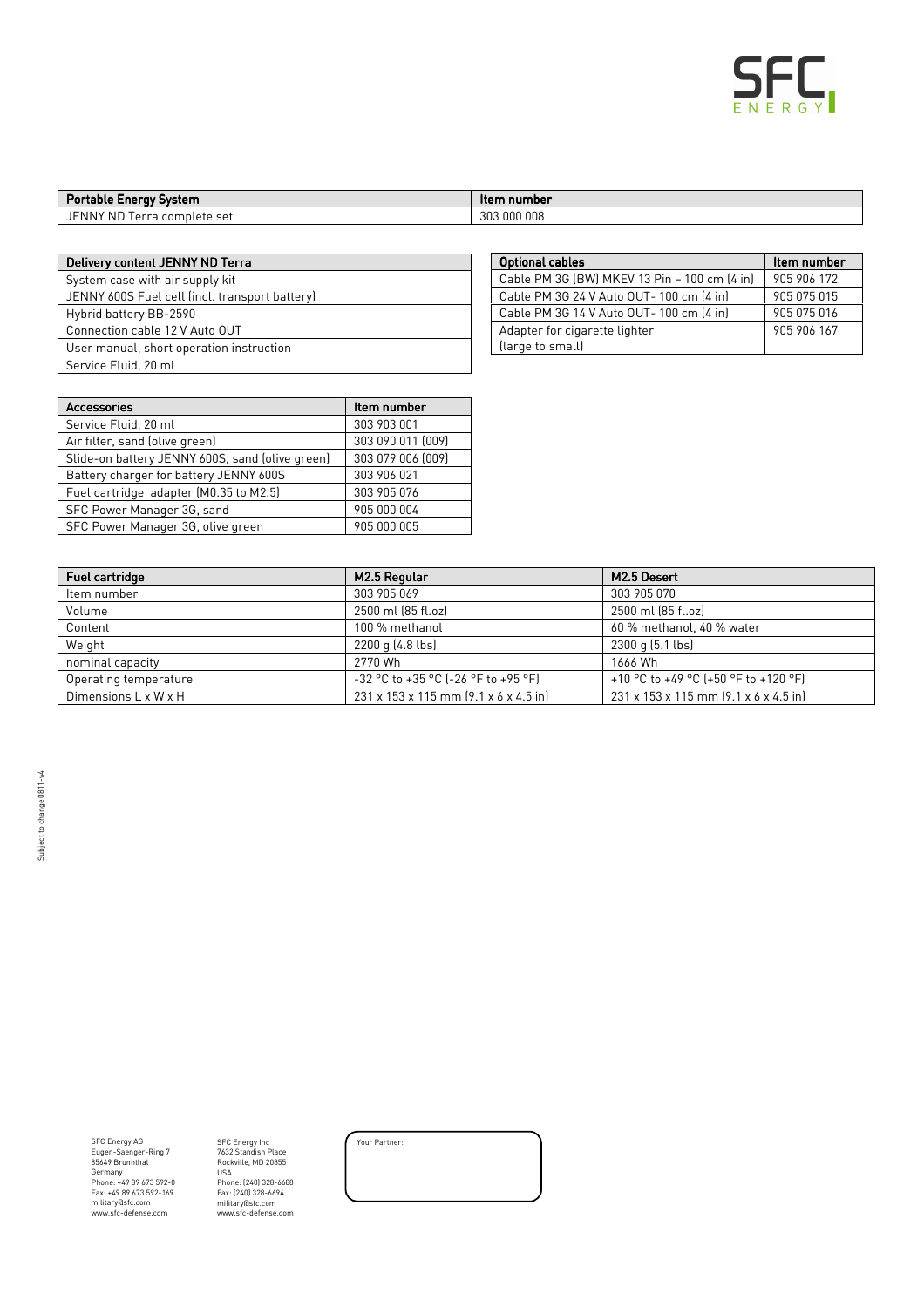| Portable Energy System | Item number |
|---|---|
| JENNY ND Terra complete set | 303 000 008 |

| Delivery content JENNY ND Terra |
|---|
| System case with air supply kit |
| JENNY 600S Fuel cell (incl. transport battery) |
| Hybrid battery BB-2590 |
| Connection cable 12 V Auto OUT |
| User manual, short operation instruction |
| Service Fluid, 20 ml |

| Optional cables | Item number |
|---|---|
| Cable PM 3G (BW) MKEV 13 Pin – 100 cm (4 in) | 905 906 172 |
| Cable PM 3G 24 V Auto OUT- 100 cm (4 in) | 905 075 015 |
| Cable PM 3G 14 V Auto OUT- 100 cm (4 in) | 905 075 016 |
| Adapter for cigarette lighter (large to small) | 905 906 167 |

| Accessories | Item number |
|---|---|
| Service Fluid, 20 ml | 303 903 001 |
| Air filter, sand (olive green) | 303 090 011 (009) |
| Slide-on battery JENNY 600S, sand (olive green) | 303 079 006 (009) |
| Battery charger for battery JENNY 600S | 303 906 021 |
| Fuel cartridge adapter (M0.35 to M2.5) | 303 905 076 |
| SFC Power Manager 3G, sand | 905 000 004 |
| SFC Power Manager 3G, olive green | 905 000 005 |

| Fuel cartridge | M2.5 Regular | M2.5 Desert |
|---|---|---|
| Item number | 303 905 069 | 303 905 070 |
| Volume | 2500 ml (85 fl.oz) | 2500 ml (85 fl.oz) |
| Content | 100 % methanol | 60 % methanol, 40 % water |
| Weight | 2200 g (4.8 lbs) | 2300 g (5.1 lbs) |
| nominal capacity | 2770 Wh | 1666 Wh |
| Operating temperature | -32 °C to +35 °C (-26 °F to +95 °F) | +10 °C to +49 °C (+50 °F to +120 °F) |
| Dimensions L x W x H | 231 x 153 x 115 mm (9.1 x 6 x 4.5 in) | 231 x 153 x 115 mm (9.1 x 6 x 4.5 in) |

Subject to change 0811-v4

SFC Energy AG
Eugen-Saenger-Ring 7
85649 Brunnthal
Germany
Phone: +49 89 673 592-0
Fax: +49 89 673 592-169
military@sfc.com
www.sfc-defense.com

SFC Energy Inc
7632 Standish Place
Rockville, MD 20855
USA
Phone: (240) 328-6688
Fax: (240) 328-6694
military@sfc.com
www.sfc-defense.com

Your Partner: